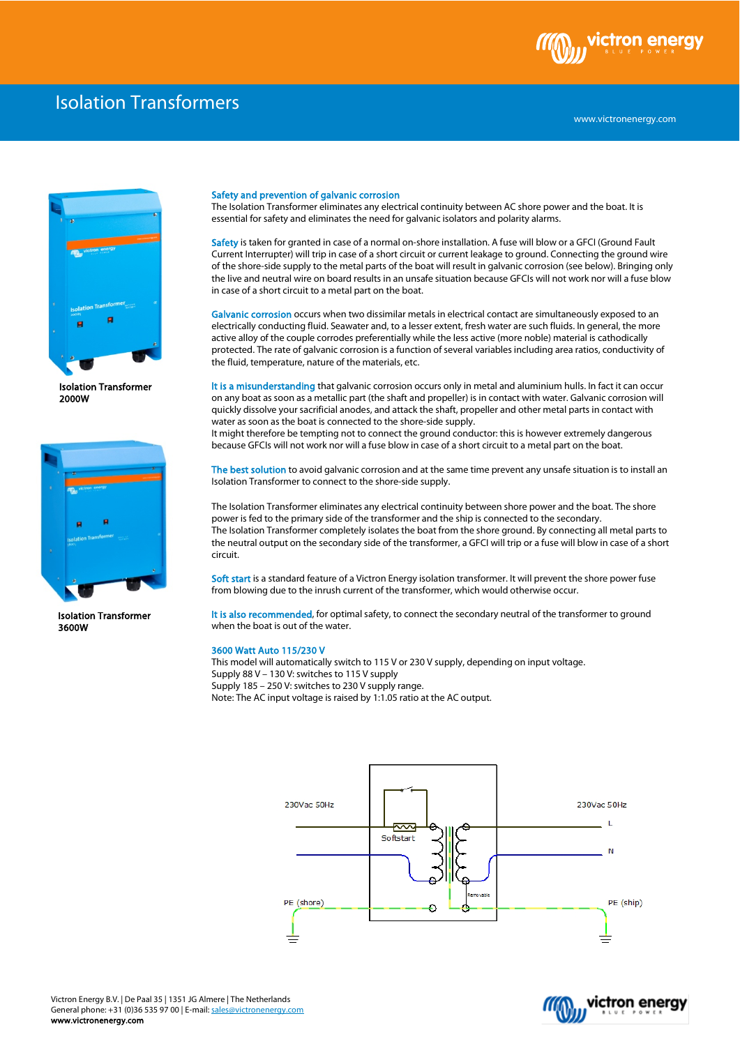# Isolation Transformers

www.victronenergy.com

Isolation Transformer 2000W

Isolation Transformer 3600W

## Safety and prevention of galvanic corrosion

The Isolation Transformer eliminates any electrical continuity between AC shore power and the boat. It is essential for safety and eliminates the need for galvanic isolators and polarity alarms.

**Safety** is taken for granted in case of a normal on-shore installation. A fuse will blow or a GFCI (Ground Fault Current Interrupter) will trip in case of a short circuit or current leakage to ground. Connecting the ground wire of the shore-side supply to the metal parts of the boat will result in galvanic corrosion (see below). Bringing only the live and neutral wire on board results in an unsafe situation because GFCIs will not work nor will a fuse blow in case of a short circuit to a metal part on the boat.

**Galvanic corrosion** occurs when two dissimilar metals in electrical contact are simultaneously exposed to an electrically conducting fluid. Seawater and, to a lesser extent, fresh water are such fluids. In general, the more active alloy of the couple corrodes preferentially while the less active (more noble) material is cathodically protected. The rate of galvanic corrosion is a function of several variables including area ratios, conductivity of the fluid, temperature, nature of the materials, etc.

**It is a misunderstanding** that galvanic corrosion occurs only in metal and aluminium hulls. In fact it can occur on any boat as soon as a metallic part (the shaft and propeller) is in contact with water. Galvanic corrosion will quickly dissolve your sacrificial anodes, and attack the shaft, propeller and other metal parts in contact with water as soon as the boat is connected to the shore-side supply.
It might therefore be tempting not to connect the ground conductor: this is however extremely dangerous because GFCIs will not work nor will a fuse blow in case of a short circuit to a metal part on the boat.

**The best solution** to avoid galvanic corrosion and at the same time prevent any unsafe situation is to install an Isolation Transformer to connect to the shore-side supply.

The Isolation Transformer eliminates any electrical continuity between shore power and the boat. The shore power is fed to the primary side of the transformer and the ship is connected to the secondary.
The Isolation Transformer completely isolates the boat from the shore ground. By connecting all metal parts to the neutral output on the secondary side of the transformer, a GFCI will trip or a fuse will blow in case of a short circuit.

**Soft start** is a standard feature of a Victron Energy isolation transformer. It will prevent the shore power fuse from blowing due to the inrush current of the transformer, which would otherwise occur.

**It is also recommended**, for optimal safety, to connect the secondary neutral of the transformer to ground when the boat is out of the water.

**3600 Watt Auto 115/230 V**
This model will automatically switch to 115 V or 230 V supply, depending on input voltage.
Supply 88 V – 130 V: switches to 115 V supply
Supply 185 – 250 V: switches to 230 V supply range.
Note: The AC input voltage is raised by 1:1.05 ratio at the AC output.

230Vac 50Hz — Softstart — 230Vac 50Hz — L — N — Removable — PE (shore) — PE (ship)

Victron Energy B.V. | De Paal 35 | 1351 JG Almere | The Netherlands
General phone: +31 (0)36 535 97 00 | E-mail: sales@victronenergy.com
www.victronenergy.com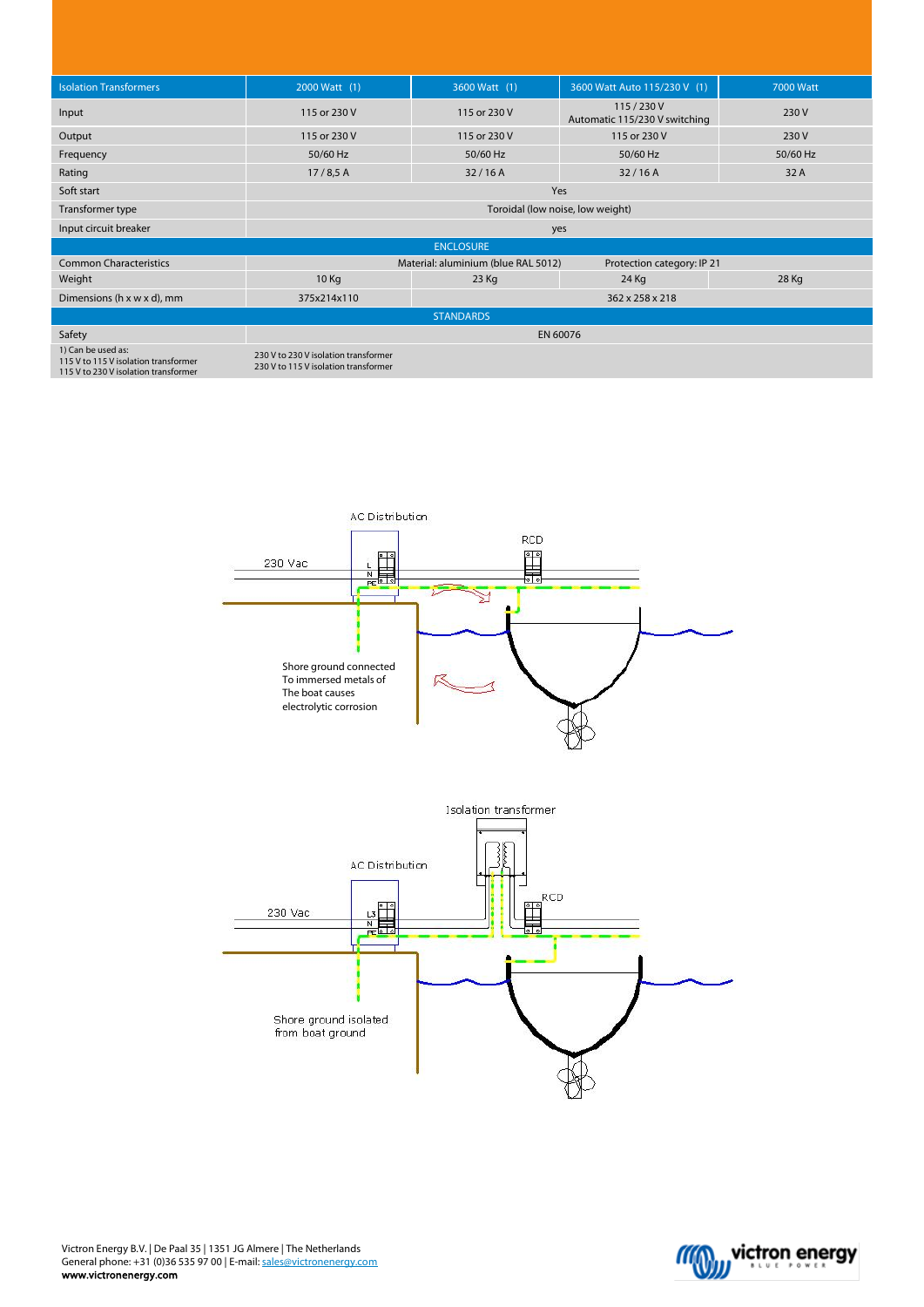| Isolation Transformers | 2000 Watt (1) | 3600 Watt (1) | 3600 Watt Auto 115/230 V (1) | 7000 Watt |
|---|---|---|---|---|
| Input | 115 or 230 V | 115 or 230 V | 115 / 230 V Automatic 115/230 V switching | 230 V |
| Output | 115 or 230 V | 115 or 230 V | 115 or 230 V | 230 V |
| Frequency | 50/60 Hz | 50/60 Hz | 50/60 Hz | 50/60 Hz |
| Rating | 17 / 8,5 A | 32 / 16 A | 32 / 16 A | 32 A |
| Soft start | Yes | | | |
| Transformer type | Toroidal (low noise, low weight) | | | |
| Input circuit breaker | yes | | | |
| **ENCLOSURE** | | | | |
| Common Characteristics | Material: aluminium (blue RAL 5012) | | Protection category: IP 21 | |
| Weight | 10 Kg | 23 Kg | 24 Kg | 28 Kg |
| Dimensions (h x w x d), mm | 375x214x110 | 362 x 258 x 218 | | |
| **STANDARDS** | | | | |
| Safety | EN 60076 | | | |
| 1) Can be used as: 115 V to 115 V isolation transformer 115 V to 230 V isolation transformer | 230 V to 230 V isolation transformer 230 V to 115 V isolation transformer | | | |

AC Distribution

230 Vac

L

N

PE

RCD

Shore ground connected
To immersed metals of
The boat causes
electrolytic corrosion

Isolation transformer

AC Distribution

230 Vac

L3

N

PE

RCD

Shore ground isolated
from boat ground

Victron Energy B.V. | De Paal 35 | 1351 JG Almere | The Netherlands
General phone: +31 (0)36 535 97 00 | E-mail: sales@victronenergy.com
**www.victronenergy.com**